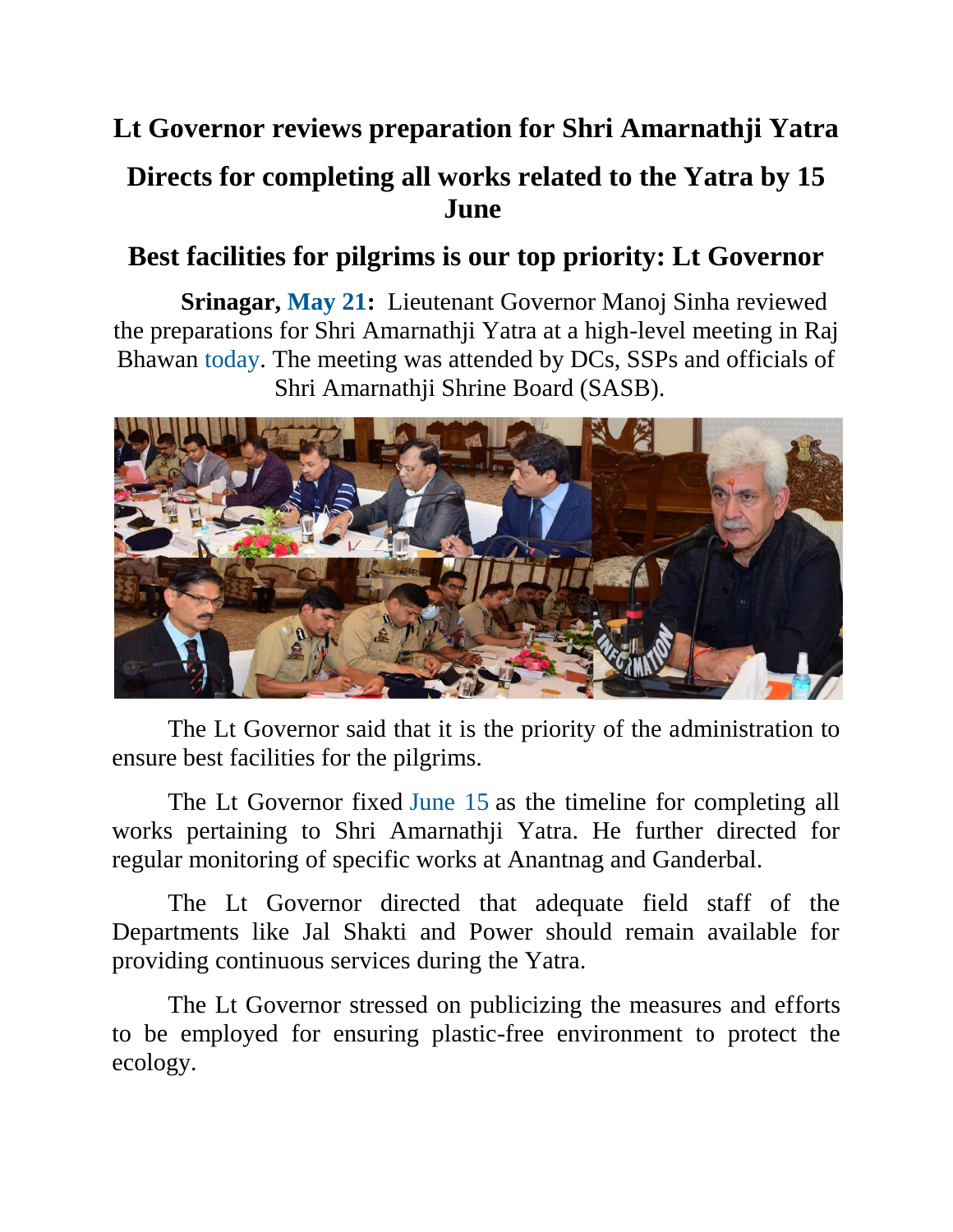# Lt Governor reviews preparation for Shri Amarnathji Yatra

## Directs for completing all works related to the Yatra by 15 June

## Best facilities for pilgrims is our top priority: Lt Governor

**Srinagar, May 21:** Lieutenant Governor Manoj Sinha reviewed the preparations for Shri Amarnathji Yatra at a high-level meeting in Raj Bhawan today. The meeting was attended by DCs, SSPs and officials of Shri Amarnathji Shrine Board (SASB).

The Lt Governor said that it is the priority of the administration to ensure best facilities for the pilgrims.

The Lt Governor fixed June 15 as the timeline for completing all works pertaining to Shri Amarnathji Yatra. He further directed for regular monitoring of specific works at Anantnag and Ganderbal.

The Lt Governor directed that adequate field staff of the Departments like Jal Shakti and Power should remain available for providing continuous services during the Yatra.

The Lt Governor stressed on publicizing the measures and efforts to be employed for ensuring plastic-free environment to protect the ecology.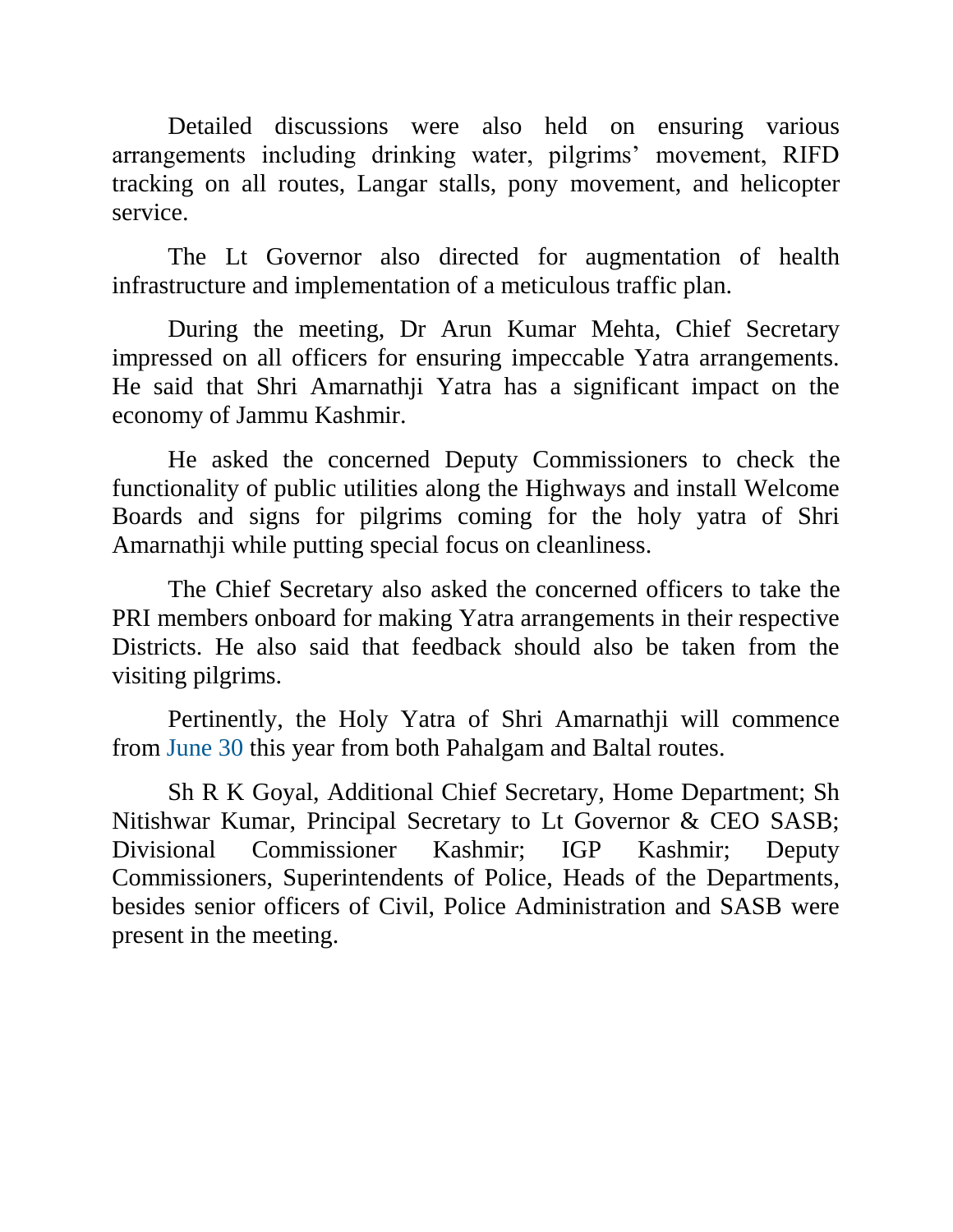Detailed discussions were also held on ensuring various arrangements including drinking water, pilgrims' movement, RIFD tracking on all routes, Langar stalls, pony movement, and helicopter service.

The Lt Governor also directed for augmentation of health infrastructure and implementation of a meticulous traffic plan.

During the meeting, Dr Arun Kumar Mehta, Chief Secretary impressed on all officers for ensuring impeccable Yatra arrangements. He said that Shri Amarnathji Yatra has a significant impact on the economy of Jammu Kashmir.

He asked the concerned Deputy Commissioners to check the functionality of public utilities along the Highways and install Welcome Boards and signs for pilgrims coming for the holy yatra of Shri Amarnathji while putting special focus on cleanliness.

The Chief Secretary also asked the concerned officers to take the PRI members onboard for making Yatra arrangements in their respective Districts. He also said that feedback should also be taken from the visiting pilgrims.

Pertinently, the Holy Yatra of Shri Amarnathji will commence from June 30 this year from both Pahalgam and Baltal routes.

Sh R K Goyal, Additional Chief Secretary, Home Department; Sh Nitishwar Kumar, Principal Secretary to Lt Governor & CEO SASB; Divisional Commissioner Kashmir; IGP Kashmir; Deputy Commissioners, Superintendents of Police, Heads of the Departments, besides senior officers of Civil, Police Administration and SASB were present in the meeting.